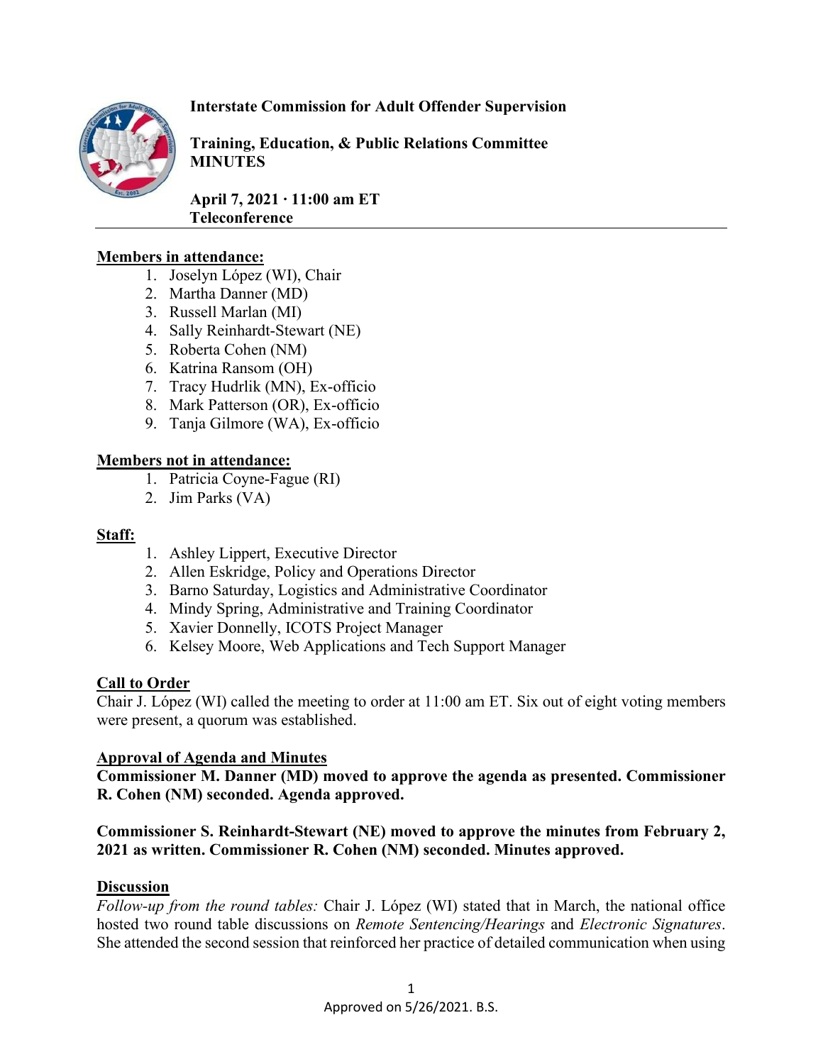**Interstate Commission for Adult Offender Supervision**

**Training, Education, & Public Relations Committee MINUTES**

**April 7, 2021 · 11:00 am ET Teleconference**

---

**Members in attendance:**

1. Joselyn López (WI), Chair
2. Martha Danner (MD)
3. Russell Marlan (MI)
4. Sally Reinhardt-Stewart (NE)
5. Roberta Cohen (NM)
6. Katrina Ransom (OH)
7. Tracy Hudrlik (MN), Ex-officio
8. Mark Patterson (OR), Ex-officio
9. Tanja Gilmore (WA), Ex-officio

**Members not in attendance:**

1. Patricia Coyne-Fague (RI)
2. Jim Parks (VA)

**Staff:**

1. Ashley Lippert, Executive Director
2. Allen Eskridge, Policy and Operations Director
3. Barno Saturday, Logistics and Administrative Coordinator
4. Mindy Spring, Administrative and Training Coordinator
5. Xavier Donnelly, ICOTS Project Manager
6. Kelsey Moore, Web Applications and Tech Support Manager

**Call to Order**

Chair J. López (WI) called the meeting to order at 11:00 am ET. Six out of eight voting members were present, a quorum was established.

**Approval of Agenda and Minutes**

**Commissioner M. Danner (MD) moved to approve the agenda as presented. Commissioner R. Cohen (NM) seconded. Agenda approved.**

**Commissioner S. Reinhardt-Stewart (NE) moved to approve the minutes from February 2, 2021 as written. Commissioner R. Cohen (NM) seconded. Minutes approved.**

**Discussion**

*Follow-up from the round tables:* Chair J. López (WI) stated that in March, the national office hosted two round table discussions on *Remote Sentencing/Hearings* and *Electronic Signatures*. She attended the second session that reinforced her practice of detailed communication when using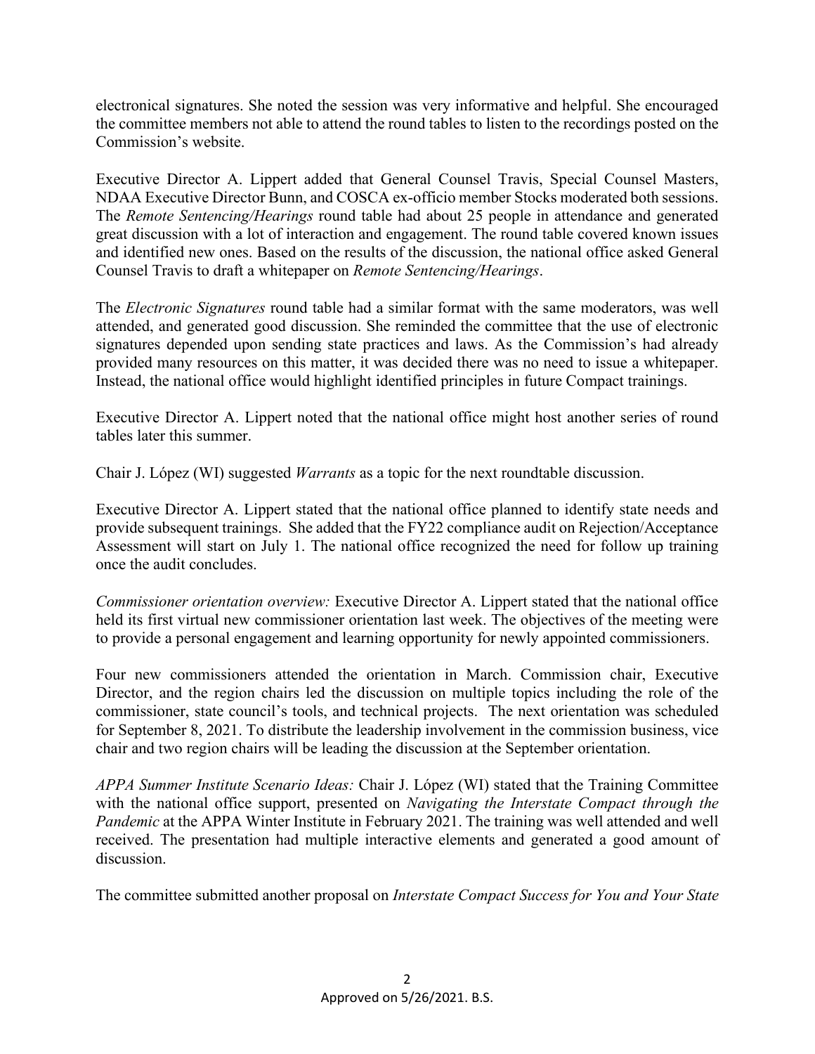electronical signatures. She noted the session was very informative and helpful. She encouraged the committee members not able to attend the round tables to listen to the recordings posted on the Commission's website.

Executive Director A. Lippert added that General Counsel Travis, Special Counsel Masters, NDAA Executive Director Bunn, and COSCA ex-officio member Stocks moderated both sessions. The *Remote Sentencing/Hearings* round table had about 25 people in attendance and generated great discussion with a lot of interaction and engagement. The round table covered known issues and identified new ones. Based on the results of the discussion, the national office asked General Counsel Travis to draft a whitepaper on *Remote Sentencing/Hearings*.

The *Electronic Signatures* round table had a similar format with the same moderators, was well attended, and generated good discussion. She reminded the committee that the use of electronic signatures depended upon sending state practices and laws. As the Commission's had already provided many resources on this matter, it was decided there was no need to issue a whitepaper. Instead, the national office would highlight identified principles in future Compact trainings.

Executive Director A. Lippert noted that the national office might host another series of round tables later this summer.

Chair J. López (WI) suggested *Warrants* as a topic for the next roundtable discussion.

Executive Director A. Lippert stated that the national office planned to identify state needs and provide subsequent trainings. She added that the FY22 compliance audit on Rejection/Acceptance Assessment will start on July 1. The national office recognized the need for follow up training once the audit concludes.

*Commissioner orientation overview:* Executive Director A. Lippert stated that the national office held its first virtual new commissioner orientation last week. The objectives of the meeting were to provide a personal engagement and learning opportunity for newly appointed commissioners.

Four new commissioners attended the orientation in March. Commission chair, Executive Director, and the region chairs led the discussion on multiple topics including the role of the commissioner, state council's tools, and technical projects. The next orientation was scheduled for September 8, 2021. To distribute the leadership involvement in the commission business, vice chair and two region chairs will be leading the discussion at the September orientation.

*APPA Summer Institute Scenario Ideas:* Chair J. López (WI) stated that the Training Committee with the national office support, presented on *Navigating the Interstate Compact through the Pandemic* at the APPA Winter Institute in February 2021. The training was well attended and well received. The presentation had multiple interactive elements and generated a good amount of discussion.

The committee submitted another proposal on *Interstate Compact Success for You and Your State*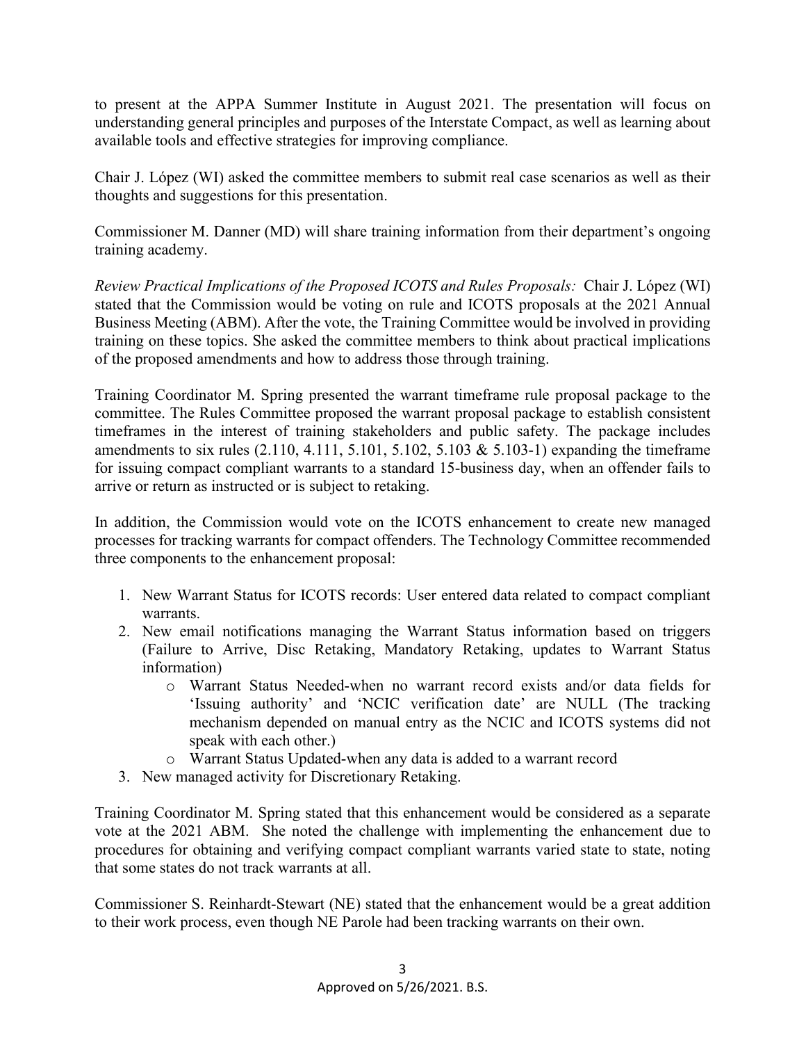to present at the APPA Summer Institute in August 2021. The presentation will focus on understanding general principles and purposes of the Interstate Compact, as well as learning about available tools and effective strategies for improving compliance.

Chair J. López (WI) asked the committee members to submit real case scenarios as well as their thoughts and suggestions for this presentation.

Commissioner M. Danner (MD) will share training information from their department's ongoing training academy.

*Review Practical Implications of the Proposed ICOTS and Rules Proposals:* Chair J. López (WI) stated that the Commission would be voting on rule and ICOTS proposals at the 2021 Annual Business Meeting (ABM). After the vote, the Training Committee would be involved in providing training on these topics. She asked the committee members to think about practical implications of the proposed amendments and how to address those through training.

Training Coordinator M. Spring presented the warrant timeframe rule proposal package to the committee. The Rules Committee proposed the warrant proposal package to establish consistent timeframes in the interest of training stakeholders and public safety. The package includes amendments to six rules (2.110, 4.111, 5.101, 5.102, 5.103 & 5.103-1) expanding the timeframe for issuing compact compliant warrants to a standard 15-business day, when an offender fails to arrive or return as instructed or is subject to retaking.

In addition, the Commission would vote on the ICOTS enhancement to create new managed processes for tracking warrants for compact offenders. The Technology Committee recommended three components to the enhancement proposal:

1. New Warrant Status for ICOTS records: User entered data related to compact compliant warrants.
2. New email notifications managing the Warrant Status information based on triggers (Failure to Arrive, Disc Retaking, Mandatory Retaking, updates to Warrant Status information)
   - Warrant Status Needed-when no warrant record exists and/or data fields for 'Issuing authority' and 'NCIC verification date' are NULL (The tracking mechanism depended on manual entry as the NCIC and ICOTS systems did not speak with each other.)
   - Warrant Status Updated-when any data is added to a warrant record
3. New managed activity for Discretionary Retaking.

Training Coordinator M. Spring stated that this enhancement would be considered as a separate vote at the 2021 ABM. She noted the challenge with implementing the enhancement due to procedures for obtaining and verifying compact compliant warrants varied state to state, noting that some states do not track warrants at all.

Commissioner S. Reinhardt-Stewart (NE) stated that the enhancement would be a great addition to their work process, even though NE Parole had been tracking warrants on their own.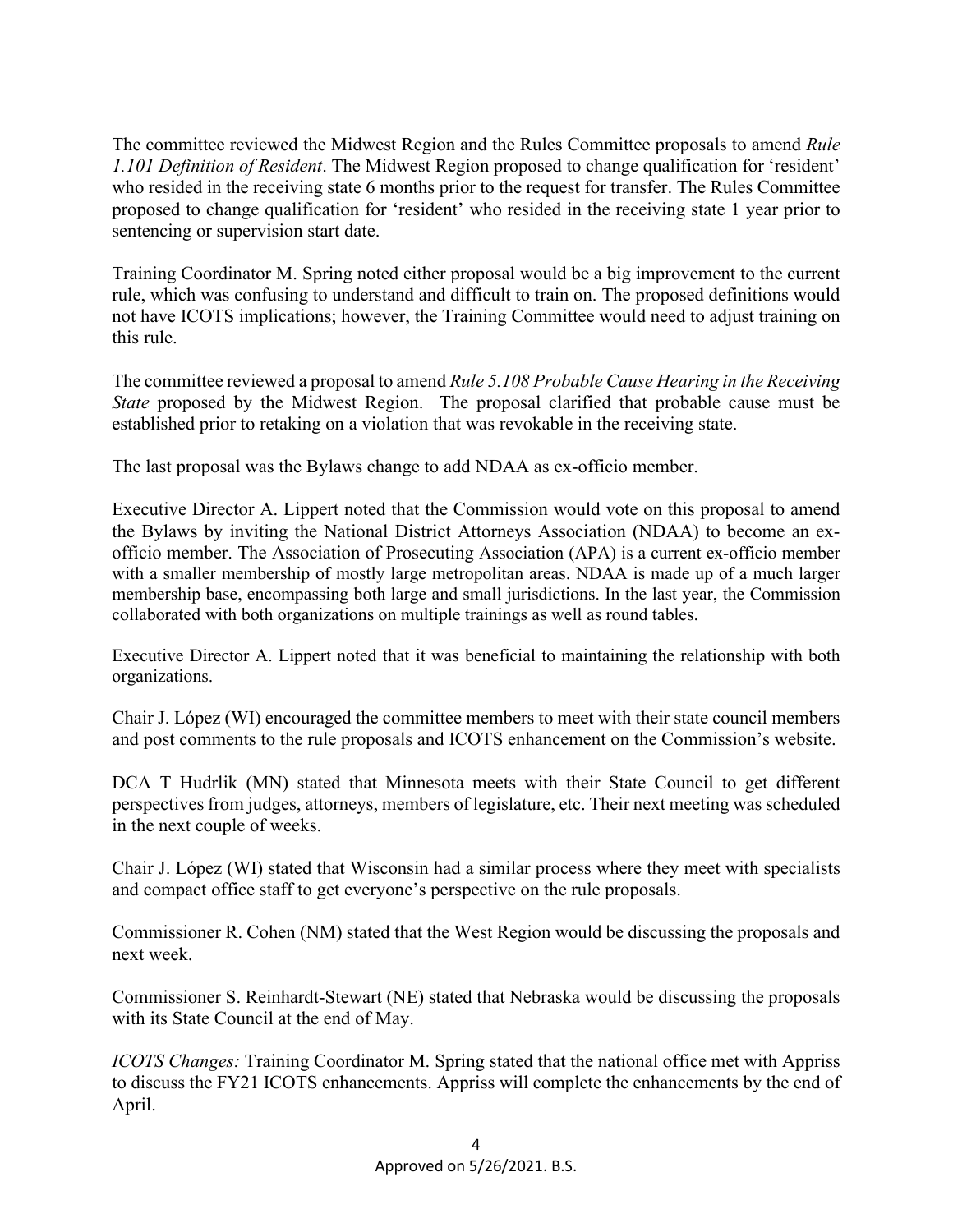The committee reviewed the Midwest Region and the Rules Committee proposals to amend *Rule 1.101 Definition of Resident*. The Midwest Region proposed to change qualification for 'resident' who resided in the receiving state 6 months prior to the request for transfer. The Rules Committee proposed to change qualification for 'resident' who resided in the receiving state 1 year prior to sentencing or supervision start date.

Training Coordinator M. Spring noted either proposal would be a big improvement to the current rule, which was confusing to understand and difficult to train on. The proposed definitions would not have ICOTS implications; however, the Training Committee would need to adjust training on this rule.

The committee reviewed a proposal to amend *Rule 5.108 Probable Cause Hearing in the Receiving State* proposed by the Midwest Region. The proposal clarified that probable cause must be established prior to retaking on a violation that was revokable in the receiving state.

The last proposal was the Bylaws change to add NDAA as ex-officio member.

Executive Director A. Lippert noted that the Commission would vote on this proposal to amend the Bylaws by inviting the National District Attorneys Association (NDAA) to become an ex-officio member. The Association of Prosecuting Association (APA) is a current ex-officio member with a smaller membership of mostly large metropolitan areas. NDAA is made up of a much larger membership base, encompassing both large and small jurisdictions. In the last year, the Commission collaborated with both organizations on multiple trainings as well as round tables.

Executive Director A. Lippert noted that it was beneficial to maintaining the relationship with both organizations.

Chair J. López (WI) encouraged the committee members to meet with their state council members and post comments to the rule proposals and ICOTS enhancement on the Commission's website.

DCA T Hudrlik (MN) stated that Minnesota meets with their State Council to get different perspectives from judges, attorneys, members of legislature, etc. Their next meeting was scheduled in the next couple of weeks.

Chair J. López (WI) stated that Wisconsin had a similar process where they meet with specialists and compact office staff to get everyone's perspective on the rule proposals.

Commissioner R. Cohen (NM) stated that the West Region would be discussing the proposals and next week.

Commissioner S. Reinhardt-Stewart (NE) stated that Nebraska would be discussing the proposals with its State Council at the end of May.

*ICOTS Changes:* Training Coordinator M. Spring stated that the national office met with Appriss to discuss the FY21 ICOTS enhancements. Appriss will complete the enhancements by the end of April.

Approved on 5/26/2021. B.S.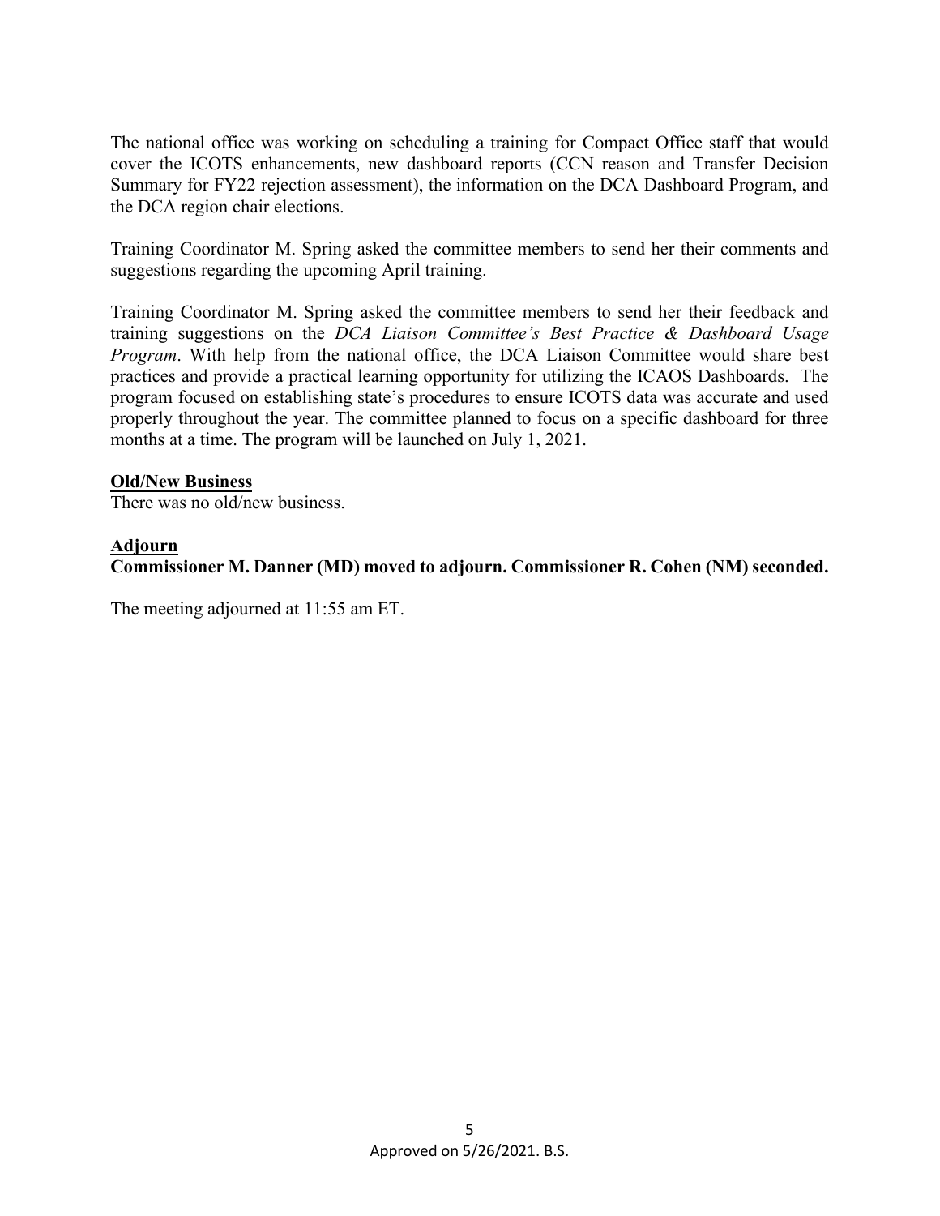The national office was working on scheduling a training for Compact Office staff that would cover the ICOTS enhancements, new dashboard reports (CCN reason and Transfer Decision Summary for FY22 rejection assessment), the information on the DCA Dashboard Program, and the DCA region chair elections.

Training Coordinator M. Spring asked the committee members to send her their comments and suggestions regarding the upcoming April training.

Training Coordinator M. Spring asked the committee members to send her their feedback and training suggestions on the *DCA Liaison Committee's Best Practice & Dashboard Usage Program*. With help from the national office, the DCA Liaison Committee would share best practices and provide a practical learning opportunity for utilizing the ICAOS Dashboards. The program focused on establishing state's procedures to ensure ICOTS data was accurate and used properly throughout the year. The committee planned to focus on a specific dashboard for three months at a time. The program will be launched on July 1, 2021.

**<u>Old/New Business</u>**

There was no old/new business.

**<u>Adjourn</u>**

**Commissioner M. Danner (MD) moved to adjourn. Commissioner R. Cohen (NM) seconded.**

The meeting adjourned at 11:55 am ET.

Approved on 5/26/2021. B.S.